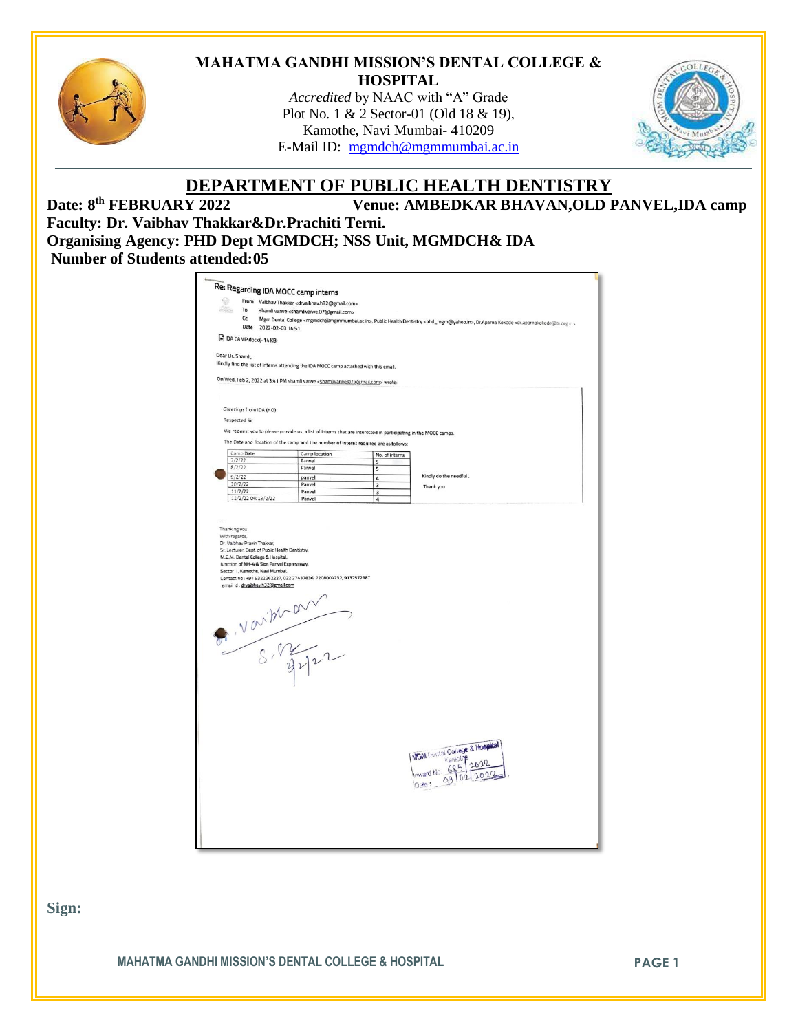**MAHATMA GANDHI MISSION'S DENTAL COLLEGE & HOSPITAL**

*Accredited* by NAAC with "A" Grade
Plot No. 1 & 2 Sector-01 (Old 18 & 19),
Kamothe, Navi Mumbai- 410209
E-Mail ID: mgmdch@mgmmumbai.ac.in

# DEPARTMENT OF PUBLIC HEALTH DENTISTRY

**Date: 8th FEBRUARY 2022** **Venue: AMBEDKAR BHAVAN,OLD PANVEL,IDA camp**

**Faculty: Dr. Vaibhav Thakkar&Dr.Prachiti Terni.**

**Organising Agency: PHD Dept MGMDCH; NSS Unit, MGMDCH& IDA**

**Number of Students attended:05**

**Re: Regarding IDA MOCC camp interns**

From Vaibhav Thakkar <drvaibhav.h32@gmail.com>
To shamli vanve <shamlivanve.07@gmail.com>
Cc Mgm Dental College <mgmdch@mgmmumbai.ac.in>, Public Health Dentistry <phd_mgm@yahoo.in>, Dr.Aparna Kokode <dr.aparnakokode@ida.org.in>
Date 2022-02-03 14:51

IDA CAMP.docx(~14 KB)

Dear Dr. Shamli,
Kindly find the list of interns attending the IDA MOCC camp attached with this email.

On Wed, Feb 2, 2022 at 3:41 PM shamli vanve <shamlivanve.07@gmail.com> wrote:

Greetings from IDA (HO)

Respected Sir

We request you to please provide us a list of interns that are interested in participating in the MOCC camps.

The Date and location of the camp and the number of interns required are as follows:

| Camp Date | Camp location | No. of interns |
|---|---|---|
| 7/2/22 | Panvel | 5 |
| 8/2/22 | Panvel | 5 |
| 9/2/22 | panvel | 4 |
| 10/2/22 | Panvel | 3 |
| 11/2/22 | Panvel | 3 |
| 12/2/22 OR 13/2/22 | Panvel | 4 |

Kindly do the needful.

Thank you

--
Thanking you.
With regards,
Dr. Vaibhav Pravin Thakkar,
Sr. Lecturer, Dept. of Public Health Dentistry,
M.G.M. Dental College & Hospital,
Junction of NH-4 & Sion Panvel Expressway,
Sector 1, Kamothe, Navi Mumbai.
Contact no : +91 9322262227, 022 27437836, 7208004232, 9137572987
email id : drvaibhav.h32@gmail.com

Dr. Vaibhav
3/2/22

MGM Dental College & Hospital
Kamothe
Inward No. 685/2022
Date: 03/02/2022

**Sign:**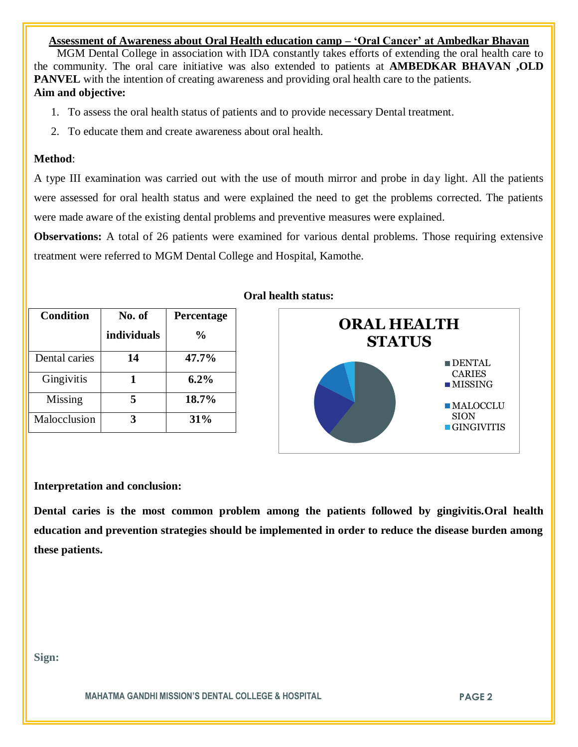## Assessment of Awareness about Oral Health education camp – 'Oral Cancer' at Ambedkar Bhavan

MGM Dental College in association with IDA constantly takes efforts of extending the oral health care to the community. The oral care initiative was also extended to patients at **AMBEDKAR BHAVAN ,OLD PANVEL** with the intention of creating awareness and providing oral health care to the patients.

**Aim and objective:**

1. To assess the oral health status of patients and to provide necessary Dental treatment.
2. To educate them and create awareness about oral health.

**Method**:

A type III examination was carried out with the use of mouth mirror and probe in day light. All the patients were assessed for oral health status and were explained the need to get the problems corrected. The patients were made aware of the existing dental problems and preventive measures were explained.

**Observations:** A total of 26 patients were examined for various dental problems. Those requiring extensive treatment were referred to MGM Dental College and Hospital, Kamothe.

**Oral health status:**

| Condition | No. of individuals | Percentage % |
|---|---|---|
| Dental caries | **14** | **47.7%** |
| Gingivitis | **1** | **6.2%** |
| Missing | **5** | **18.7%** |
| Malocclusion | **3** | **31%** |

**ORAL HEALTH STATUS**

- DENTAL CARIES
- MISSING
- MALOCCLUSION
- GINGIVITIS

**Interpretation and conclusion:**

**Dental caries is the most common problem among the patients followed by gingivitis.Oral health education and prevention strategies should be implemented in order to reduce the disease burden among these patients.**

**Sign:**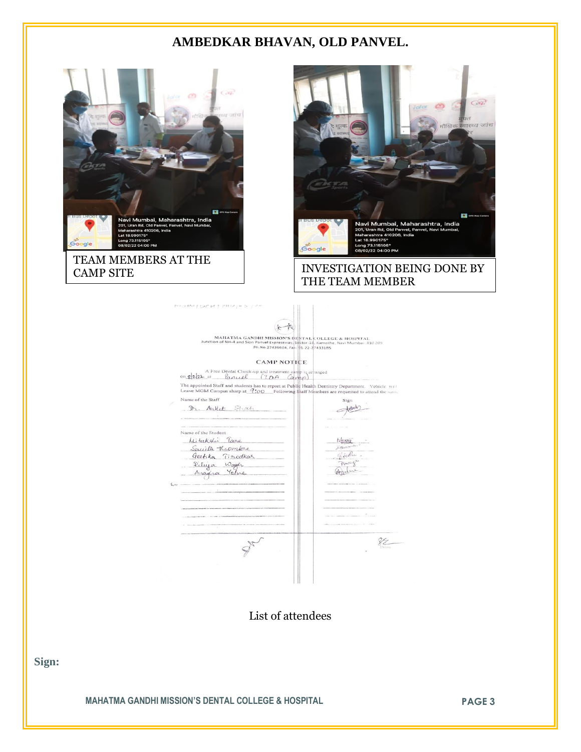# AMBEDKAR BHAVAN, OLD PANVEL.

TEAM MEMBERS AT THE CAMP SITE

INVESTIGATION BEING DONE BY THE TEAM MEMBER

MAHATMA GANDHI MISSION'S DENTAL COLLEGE & HOSPITAL
Junction of NH-4 and Sion Panvel Expressway, Sector-18, Kamothe, Navi Mumbai- 410 209
Ph.No.27436604, Fax: 91-22-27433185

CAMP NOTICE

A Free Dental Check-up and treatment camp is arranged on 8/2/22 at Panvel (IDA Camp)

The appointed Staff and students has to report at Public Health Dentistry Department. Vehicle will Leave MGM Campus sharp at 9:00 Following Staff Members are requested to attend the same.

| Name of the Staff | Sign |
|---|---|
| Dr. Ankit Shah | |

| Name of the Student | Sign |
|---|---|
| Mitakshi Tare | |
| Sanika Kombre | |
| Geetika Tirodkar | |
| Pituja Wager | |
| Anagha Yelne | |

List of attendees

**Sign:**